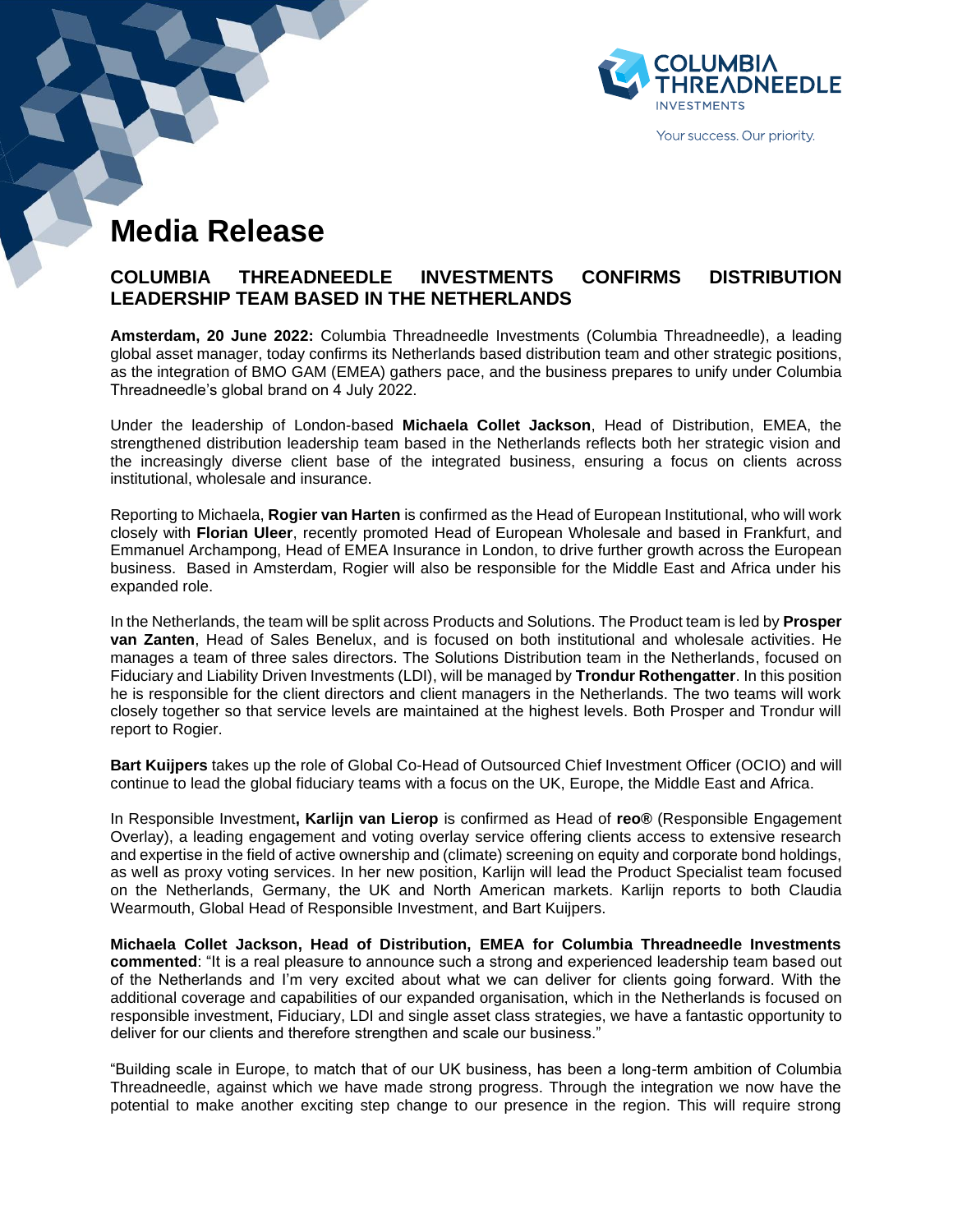# Media Release

## COLUMBIA THREADNEEDLE INVESTMENTS CONFIRMS DISTRIBUTION LEADERSHIP TEAM BASED IN THE NETHERLANDS

**Amsterdam, 20 June 2022:** Columbia Threadneedle Investments (Columbia Threadneedle), a leading global asset manager, today confirms its Netherlands based distribution team and other strategic positions, as the integration of BMO GAM (EMEA) gathers pace, and the business prepares to unify under Columbia Threadneedle's global brand on 4 July 2022.

Under the leadership of London-based **Michaela Collet Jackson**, Head of Distribution, EMEA, the strengthened distribution leadership team based in the Netherlands reflects both her strategic vision and the increasingly diverse client base of the integrated business, ensuring a focus on clients across institutional, wholesale and insurance.

Reporting to Michaela, **Rogier van Harten** is confirmed as the Head of European Institutional, who will work closely with **Florian Uleer**, recently promoted Head of European Wholesale and based in Frankfurt, and Emmanuel Archampong, Head of EMEA Insurance in London, to drive further growth across the European business. Based in Amsterdam, Rogier will also be responsible for the Middle East and Africa under his expanded role.

In the Netherlands, the team will be split across Products and Solutions. The Product team is led by **Prosper van Zanten**, Head of Sales Benelux, and is focused on both institutional and wholesale activities. He manages a team of three sales directors. The Solutions Distribution team in the Netherlands, focused on Fiduciary and Liability Driven Investments (LDI), will be managed by **Trondur Rothengatter**. In this position he is responsible for the client directors and client managers in the Netherlands. The two teams will work closely together so that service levels are maintained at the highest levels. Both Prosper and Trondur will report to Rogier.

**Bart Kuijpers** takes up the role of Global Co-Head of Outsourced Chief Investment Officer (OCIO) and will continue to lead the global fiduciary teams with a focus on the UK, Europe, the Middle East and Africa.

In Responsible Investment**, Karlijn van Lierop** is confirmed as Head of **reo®** (Responsible Engagement Overlay), a leading engagement and voting overlay service offering clients access to extensive research and expertise in the field of active ownership and (climate) screening on equity and corporate bond holdings, as well as proxy voting services. In her new position, Karlijn will lead the Product Specialist team focused on the Netherlands, Germany, the UK and North American markets. Karlijn reports to both Claudia Wearmouth, Global Head of Responsible Investment, and Bart Kuijpers.

**Michaela Collet Jackson, Head of Distribution, EMEA for Columbia Threadneedle Investments commented**: "It is a real pleasure to announce such a strong and experienced leadership team based out of the Netherlands and I'm very excited about what we can deliver for clients going forward. With the additional coverage and capabilities of our expanded organisation, which in the Netherlands is focused on responsible investment, Fiduciary, LDI and single asset class strategies, we have a fantastic opportunity to deliver for our clients and therefore strengthen and scale our business."

"Building scale in Europe, to match that of our UK business, has been a long-term ambition of Columbia Threadneedle, against which we have made strong progress. Through the integration we now have the potential to make another exciting step change to our presence in the region. This will require strong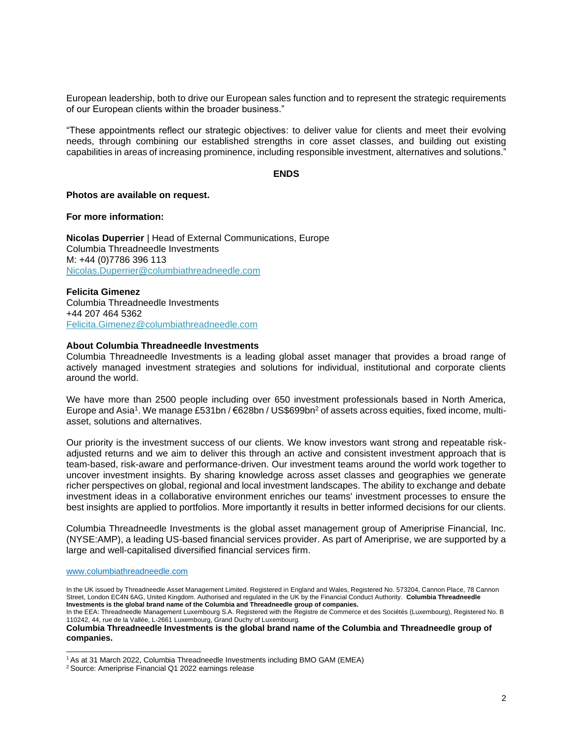European leadership, both to drive our European sales function and to represent the strategic requirements of our European clients within the broader business."

"These appointments reflect our strategic objectives: to deliver value for clients and meet their evolving needs, through combining our established strengths in core asset classes, and building out existing capabilities in areas of increasing prominence, including responsible investment, alternatives and solutions."

**ENDS**

**Photos are available on request.**

**For more information:**

**Nicolas Duperrier** | Head of External Communications, Europe
Columbia Threadneedle Investments
M: +44 (0)7786 396 113
Nicolas.Duperrier@columbiathreadneedle.com

**Felicita Gimenez**
Columbia Threadneedle Investments
+44 207 464 5362
Felicita.Gimenez@columbiathreadneedle.com

**About Columbia Threadneedle Investments**
Columbia Threadneedle Investments is a leading global asset manager that provides a broad range of actively managed investment strategies and solutions for individual, institutional and corporate clients around the world.

We have more than 2500 people including over 650 investment professionals based in North America, Europe and Asia[1]. We manage £531bn / €628bn / US$699bn[2] of assets across equities, fixed income, multi-asset, solutions and alternatives.

Our priority is the investment success of our clients. We know investors want strong and repeatable risk-adjusted returns and we aim to deliver this through an active and consistent investment approach that is team-based, risk-aware and performance-driven. Our investment teams around the world work together to uncover investment insights. By sharing knowledge across asset classes and geographies we generate richer perspectives on global, regional and local investment landscapes. The ability to exchange and debate investment ideas in a collaborative environment enriches our teams' investment processes to ensure the best insights are applied to portfolios. More importantly it results in better informed decisions for our clients.

Columbia Threadneedle Investments is the global asset management group of Ameriprise Financial, Inc. (NYSE:AMP), a leading US-based financial services provider. As part of Ameriprise, we are supported by a large and well-capitalised diversified financial services firm.

www.columbiathreadneedle.com

In the UK issued by Threadneedle Asset Management Limited. Registered in England and Wales, Registered No. 573204, Cannon Place, 78 Cannon Street, London EC4N 6AG, United Kingdom. Authorised and regulated in the UK by the Financial Conduct Authority. **Columbia Threadneedle Investments is the global brand name of the Columbia and Threadneedle group of companies.**
In the EEA: Threadneedle Management Luxembourg S.A. Registered with the Registre de Commerce et des Sociétés (Luxembourg), Registered No. B 110242, 44, rue de la Vallée, L-2661 Luxembourg, Grand Duchy of Luxembourg.
**Columbia Threadneedle Investments is the global brand name of the Columbia and Threadneedle group of companies.**

[1] As at 31 March 2022, Columbia Threadneedle Investments including BMO GAM (EMEA)
[2] Source: Ameriprise Financial Q1 2022 earnings release